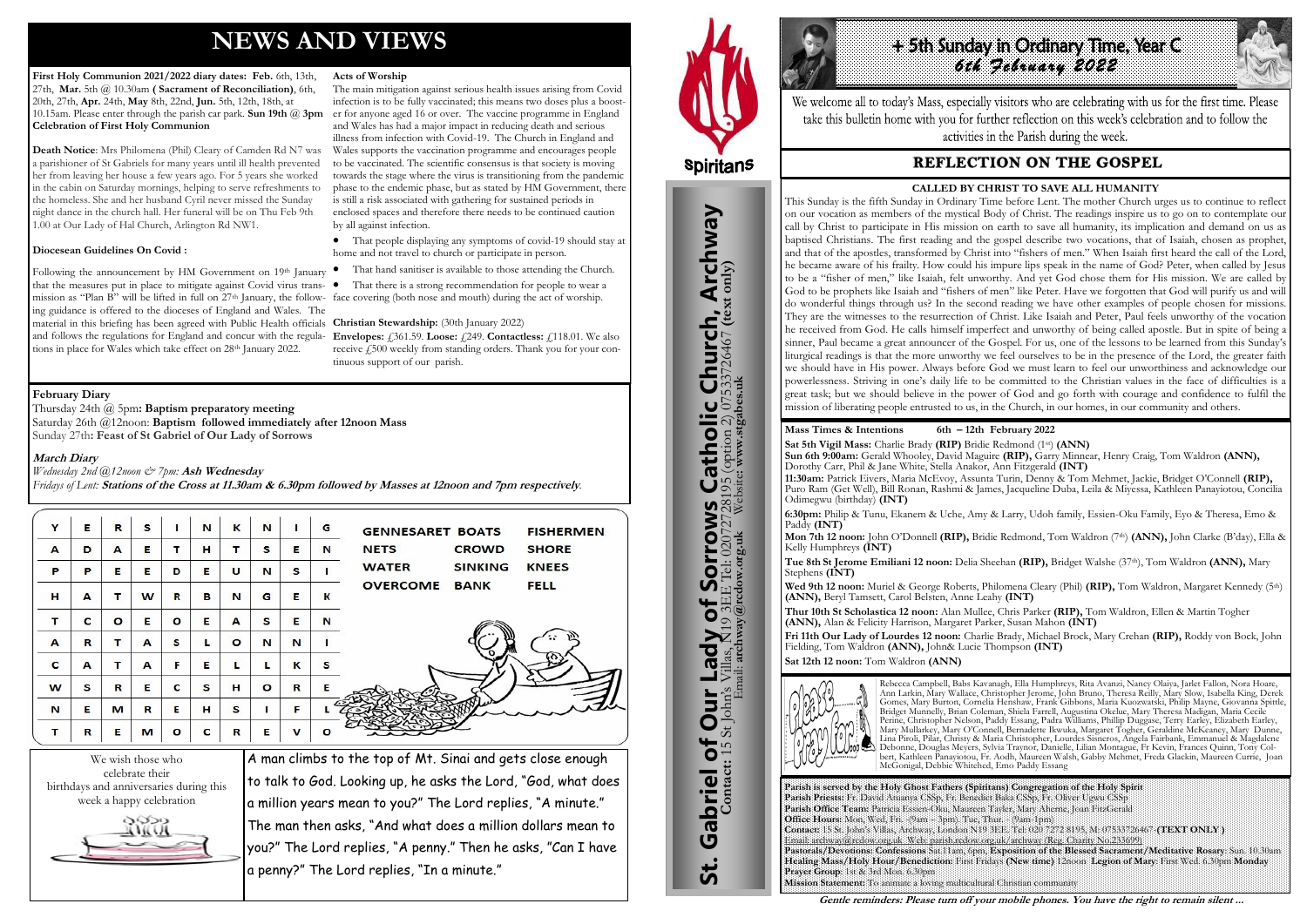# NEWS AND VIEWS

**First Holy Communion 2021/2022 diary dates: Feb.** 6th, 13th, 27th, **Mar.** 5th @ 10.30am **( Sacrament of Reconciliation)**, 6th, 20th, 27th, **Apr.** 24th, **May** 8th, 22nd, **Jun.** 5th, 12th, 18th, at 10.15am. Please enter through the parish car park. **Sun 19th @ 3pm Celebration of First Holy Communion**

**Death Notice**: Mrs Philomena (Phil) Cleary of Camden Rd N7 was a parishioner of St Gabriels for many years until ill health prevented her from leaving her house a few years ago. For 5 years she worked in the cabin on Saturday mornings, helping to serve refreshments to the homeless. She and her husband Cyril never missed the Sunday night dance in the church hall. Her funeral will be on Thu Feb 9th 1.00 at Our Lady of Hal Church, Arlington Rd NW1.

**Diocesean Guidelines On Covid :**

Following the announcement by HM Government on 19th January that the measures put in place to mitigate against Covid virus transmission as "Plan B" will be lifted in full on 27th January, the following guidance is offered to the dioceses of England and Wales. The material in this briefing has been agreed with Public Health officials and follows the regulations for England and concur with the regulations in place for Wales which take effect on 28th January 2022.

**Acts of Worship**

The main mitigation against serious health issues arising from Covid infection is to be fully vaccinated; this means two doses plus a booster for anyone aged 16 or over. The vaccine programme in England and Wales has had a major impact in reducing death and serious illness from infection with Covid-19. The Church in England and Wales supports the vaccination programme and encourages people to be vaccinated. The scientific consensus is that society is moving towards the stage where the virus is transitioning from the pandemic phase to the endemic phase, but as stated by HM Government, there is still a risk associated with gathering for sustained periods in enclosed spaces and therefore there needs to be continued caution by all against infection.

- That people displaying any symptoms of covid-19 should stay at home and not travel to church or participate in person.
- That hand sanitiser is available to those attending the Church.
- That there is a strong recommendation for people to wear a face covering (both nose and mouth) during the act of worship.

**Christian Stewardship:** (30th January 2022)

**Envelopes:** £361.59. **Loose:** £249. **Contactless:** £118.01. We also receive £500 weekly from standing orders. Thank you for your continuous support of our parish.

**February Diary**

Thursday 24th @ 5pm: **Baptism preparatory meeting**
Saturday 26th @12noon: **Baptism followed immediately after 12noon Mass**
Sunday 27th: **Feast of St Gabriel of Our Lady of Sorrows**

***March Diary***

*Wednesday 2nd @12noon & 7pm:* ***Ash Wednesday***
*Fridays of Lent:* ***Stations of the Cross at 11.30am & 6.30pm followed by Masses at 12noon and 7pm respectively.***

| | | | | | | | | | |
|---|---|---|---|---|---|---|---|---|---|
| Y | E | R | S | I | N | K | N | I | G |
| A | D | A | E | T | H | T | S | E | N |
| P | P | E | E | D | E | U | N | S | I |
| H | A | T | W | R | B | N | G | E | K |
| T | C | O | E | O | E | A | S | E | N |
| A | R | T | A | S | L | O | N | N | I |
| C | A | T | A | F | E | L | L | K | S |
| W | S | R | E | C | S | H | O | R | E |
| N | E | M | R | E | H | S | I | F | L |
| T | R | E | M | O | C | R | E | V | O |

| | | |
|---|---|---|
| GENNESARET BOATS | | FISHERMEN |
| NETS | CROWD | SHORE |
| WATER | SINKING | KNEES |
| OVERCOME | BANK | FELL |

We wish those who celebrate their birthdays and anniversaries during this week a happy celebration

A man climbs to the top of Mt. Sinai and gets close enough to talk to God. Looking up, he asks the Lord, "God, what does a million years mean to you?" The Lord replies, "A minute." The man then asks, "And what does a million dollars mean to you?" The Lord replies, "A penny." Then he asks, "Can I have a penny?" The Lord replies, "In a minute."

Spiritans

# St. Gabriel of Our Lady of Sorrows Catholic Church, Archway

**Contact:** 15 St John's Villas, N19 3EE Tel: 02072728195 (option 2) 07533726467 **(text only)**
Email: **archway@rcdow.org.uk** Website: **www.stgabes.uk**

# + 5th Sunday in Ordinary Time, Year C
*6th February 2022*

We welcome all to today's Mass, especially visitors who are celebrating with us for the first time. Please take this bulletin home with you for further reflection on this week's celebration and to follow the activities in the Parish during the week.

## REFLECTION ON THE GOSPEL

**CALLED BY CHRIST TO SAVE ALL HUMANITY**

This Sunday is the fifth Sunday in Ordinary Time before Lent. The mother Church urges us to continue to reflect on our vocation as members of the mystical Body of Christ. The readings inspire us to go on to contemplate our call by Christ to participate in His mission on earth to save all humanity, its implication and demand on us as baptised Christians. The first reading and the gospel describe two vocations, that of Isaiah, chosen as prophet, and that of the apostles, transformed by Christ into "fishers of men." When Isaiah first heard the call of the Lord, he became aware of his frailty. How could his impure lips speak in the name of God? Peter, when called by Jesus to be a "fisher of men," like Isaiah, felt unworthy. And yet God chose them for His mission. We are called by God to be prophets like Isaiah and "fishers of men" like Peter. Have we forgotten that God will purify us and will do wonderful things through us? In the second reading we have other examples of people chosen for missions. They are the witnesses to the resurrection of Christ. Like Isaiah and Peter, Paul feels unworthy of the vocation he received from God. He calls himself imperfect and unworthy of being called apostle. But in spite of being a sinner, Paul became a great announcer of the Gospel. For us, one of the lessons to be learned from this Sunday's liturgical readings is that the more unworthy we feel ourselves to be in the presence of the Lord, the greater faith we should have in His power. Always before God we must learn to feel our unworthiness and acknowledge our powerlessness. Striving in one's daily life to be committed to the Christian values in the face of difficulties is a great task; but we should believe in the power of God and go forth with courage and confidence to fulfil the mission of liberating people entrusted to us, in the Church, in our homes, in our community and others.

**Mass Times & Intentions 6th – 12th February 2022**

**Sat 5th Vigil Mass:** Charlie Brady **(RIP)** Bridie Redmond (1st) **(ANN)**
**Sun 6th 9:00am:** Gerald Whooley, David Maguire **(RIP),** Garry Minnear, Henry Craig, Tom Waldron **(ANN),** Dorothy Carr, Phil & Jane White, Stella Anakor, Ann Fitzgerald **(INT)**
**11:30am:** Patrick Eivers, Maria McEvoy, Assunta Turin, Denny & Tom Mehmet, Jackie, Bridget O'Connell **(RIP),** Puro Ram (Get Well), Bill Ronan, Rashmi & James, Jacqueline Duba, Leila & Miyessa, Kathleen Panayiotou, Concilia Odimegwu (birthday) **(INT)**
**6:30pm:** Philip & Tunu, Ekanem & Uche, Amy & Larry, Udoh family, Essien-Oku Family, Eyo & Theresa, Emo & Paddy **(INT)**
**Mon 7th 12 noon:** John O'Donnell **(RIP),** Bridie Redmond, Tom Waldron (7th) **(ANN),** John Clarke (B'day), Ella & Kelly Humphreys **(INT)**
**Tue 8th St Jerome Emiliani 12 noon:** Delia Sheehan **(RIP),** Bridget Walshe (37th), Tom Waldron **(ANN),** Mary Stephens **(INT)**
**Wed 9th 12 noon:** Muriel & George Roberts, Philomena Cleary (Phil) **(RIP),** Tom Waldron, Margaret Kennedy (5th) **(ANN),** Beryl Tamsett, Carol Belsten, Anne Leahy **(INT)**
**Thur 10th St Scholastica 12 noon:** Alan Mullee, Chris Parker **(RIP),** Tom Waldron, Ellen & Martin Togher **(ANN),** Alan & Felicity Harrison, Margaret Parker, Susan Mahon **(INT)**
**Fri 11th Our Lady of Lourdes 12 noon:** Charlie Brady, Michael Brock, Mary Crehan **(RIP),** Roddy von Bock, John Fielding, Tom Waldron **(ANN),** John& Lucie Thompson **(INT)**
**Sat 12th 12 noon:** Tom Waldron **(ANN)**

Please Pray for...

Rebecca Campbell, Babs Kavanagh, Ella Humphreys, Rita Avanzi, Nancy Olaiya, Jarlet Fallon, Nora Hoare, Ann Larkin, Mary Wallace, Christopher Jerome, John Bruno, Theresa Reilly, Mary Slow, Isabella King, Derek Gomes, Mary Burton, Cornelia Henshaw, Frank Gibbons, Maria Kuozwatski, Philip Mayne, Giovanna Spittle, Bridget Munnelly, Brian Coleman, Shiela Farrell, Augustina Okelue, Mary Theresa Madigan, Maria Cecile Perine, Christopher Nelson, Paddy Essang, Padra Williams, Phillip Duggase, Terry Earley, Elizabeth Earley, Mary Mullarkey, Mary O'Connell, Bernadette Ikwuka, Margaret Togher, Geraldine McKeaney, Mary Dunne, Lina Piroli, Pilar, Christy & Maria Christopher, Lourdes Sisneros, Angela Fairbank, Emmanuel & Magdalene Debonne, Douglas Meyers, Sylvia Traynor, Danielle, Lilian Montague, Fr Kevin, Frances Quinn, Tony Colbert, Kathleen Panayiotou, Fr. Aodh, Maureen Walsh, Gabby Mehmet, Freda Glackin, Maureen Currie, Joan McGonigal, Debbie Whitehed, Emo Paddy Essang

**Parish is served by the Holy Ghost Fathers (Spiritans) Congregation of the Holy Spirit**
**Parish Priests:** Fr. David Atuanya CSSp, Fr. Benedict Baka CSSp, Fr. Oliver Ugwu CSSp
**Parish Office Team:** Patricia Essien-Oku, Maureen Tayler, Mary Aherne, Joan FitzGerald
**Office Hours:** Mon, Wed, Fri. -(9am – 3pm) Tue, Thur. - (9am-1pm)
**Contact:** 15 St. John's Villas, Archway, London N19 3EE. Tel: 020 7272 8195, M: 07533726467 **(TEXT ONLY )**
Email: archway@rcdow.org.uk Web: parish.rcdow.org.uk/archway (Reg. Charity No 233699)
**Pastorals/Devotions: Confessions** Sat 11am, 6pm, **Exposition of the Blessed Sacrament/Meditative Rosary**: Sun. 10.30am
**Healing Mass/Holy Hour/Benediction:** First Fridays **(New time)** 12noon **Legion of Mary:** First Wed. 6.30pm **Monday Prayer Group**: 1st & 3rd Mon. 6.30pm
**Mission Statement:** To animate a loving multicultural Christian community

***Gentle reminders: Please turn off your mobile phones. You have the right to remain silent ...***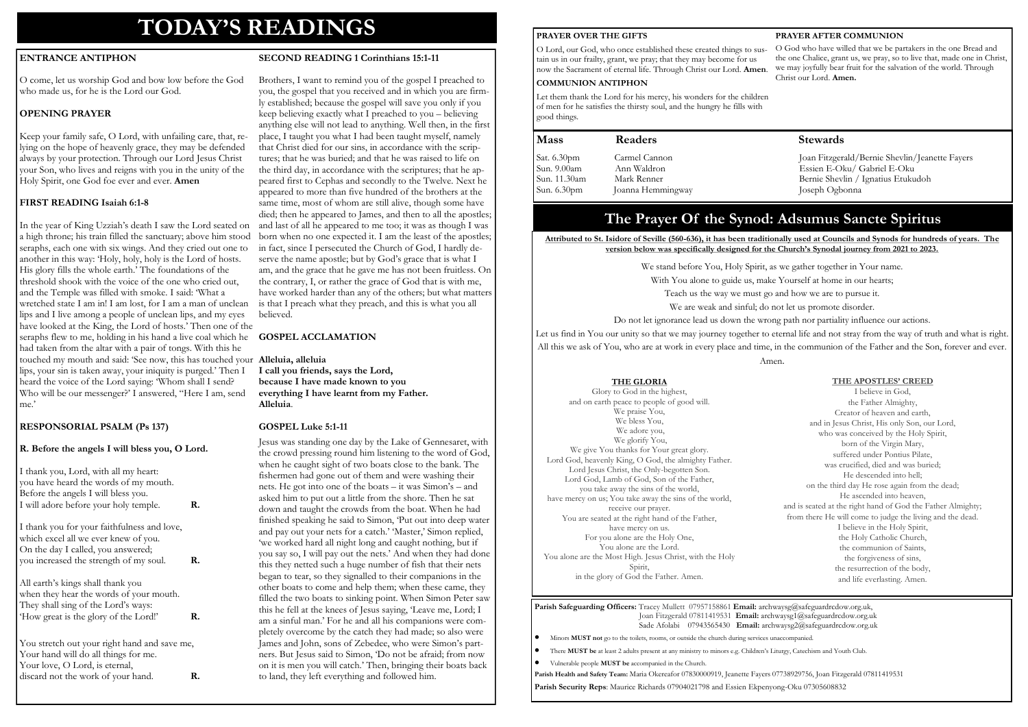# TODAY'S READINGS

## ENTRANCE ANTIPHON

O come, let us worship God and bow low before the God who made us, for he is the Lord our God.

## OPENING PRAYER

Keep your family safe, O Lord, with unfailing care, that, relying on the hope of heavenly grace, they may be defended always by your protection. Through our Lord Jesus Christ your Son, who lives and reigns with you in the unity of the Holy Spirit, one God foe ever and ever. **Amen**

## FIRST READING Isaiah 6:1-8

In the year of King Uzziah's death I saw the Lord seated on a high throne; his train filled the sanctuary; above him stood seraphs, each one with six wings. And they cried out one to another in this way: 'Holy, holy, holy is the Lord of hosts. His glory fills the whole earth.' The foundations of the threshold shook with the voice of the one who cried out, and the Temple was filled with smoke. I said: 'What a wretched state I am in! I am lost, for I am a man of unclean lips and I live among a people of unclean lips, and my eyes have looked at the King, the Lord of hosts.' Then one of the seraphs flew to me, holding in his hand a live coal which he had taken from the altar with a pair of tongs. With this he touched my mouth and said: 'See now, this has touched your lips, your sin is taken away, your iniquity is purged.' Then I heard the voice of the Lord saying: 'Whom shall I send? Who will be our messenger?' I answered, "Here I am, send me.'

## RESPONSORIAL PSALM (Ps 137)

**R. Before the angels I will bless you, O Lord.**

I thank you, Lord, with all my heart:
you have heard the words of my mouth.
Before the angels I will bless you.
I will adore before your holy temple. **R.**

I thank you for your faithfulness and love,
which excel all we ever knew of you.
On the day I called, you answered;
you increased the strength of my soul. **R.**

All earth's kings shall thank you
when they hear the words of your mouth.
They shall sing of the Lord's ways:
'How great is the glory of the Lord!' **R.**

You stretch out your right hand and save me,
Your hand will do all things for me.
Your love, O Lord, is eternal,
discard not the work of your hand. **R.**

## SECOND READING 1 Corinthians 15:1-11

Brothers, I want to remind you of the gospel I preached to you, the gospel that you received and in which you are firmly established; because the gospel will save you only if you keep believing exactly what I preached to you – believing anything else will not lead to anything. Well then, in the first place, I taught you what I had been taught myself, namely that Christ died for our sins, in accordance with the scriptures; that he was buried; and that he was raised to life on the third day, in accordance with the scriptures; that he appeared first to Cephas and secondly to the Twelve. Next he appeared to more than five hundred of the brothers at the same time, most of whom are still alive, though some have died; then he appeared to James, and then to all the apostles; and last of all he appeared to me too; it was as though I was born when no one expected it. I am the least of the apostles; in fact, since I persecuted the Church of God, I hardly deserve the name apostle; but by God's grace that is what I am, and the grace that he gave me has not been fruitless. On the contrary, I, or rather the grace of God that is with me, have worked harder than any of the others; but what matters is that I preach what they preach, and this is what you all believed.

## GOSPEL ACCLAMATION

**Alleluia, alleluia**
**I call you friends, says the Lord,**
**because I have made known to you**
**everything I have learnt from my Father.**
**Alleluia**.

## GOSPEL Luke 5:1-11

Jesus was standing one day by the Lake of Gennesaret, with the crowd pressing round him listening to the word of God, when he caught sight of two boats close to the bank. The fishermen had gone out of them and were washing their nets. He got into one of the boats – it was Simon's – and asked him to put out a little from the shore. Then he sat down and taught the crowds from the boat. When he had finished speaking he said to Simon, 'Put out into deep water and pay out your nets for a catch.' 'Master,' Simon replied, 'we worked hard all night long and caught nothing, but if you say so, I will pay out the nets.' And when they had done this they netted such a huge number of fish that their nets began to tear, so they signalled to their companions in the other boats to come and help them; when these came, they filled the two boats to sinking point. When Simon Peter saw this he fell at the knees of Jesus saying, 'Leave me, Lord; I am a sinful man.' For he and all his companions were completely overcome by the catch they had made; so also were James and John, sons of Zebedee, who were Simon's partners. But Jesus said to Simon, 'Do not be afraid; from now on it is men you will catch.' Then, bringing their boats back to land, they left everything and followed him.

## PRAYER OVER THE GIFTS

O Lord, our God, who once established these created things to sustain us in our frailty, grant, we pray; that they may become for us now the Sacrament of eternal life. Through Christ our Lord. **Amen**.

## COMMUNION ANTIPHON

Let them thank the Lord for his mercy, his wonders for the children of men for he satisfies the thirsty soul, and the hungry he fills with good things.

## PRAYER AFTER COMMUNION

O God who have willed that we be partakers in the one Bread and the one Chalice, grant us, we pray, so to live that, made one in Christ, we may joyfully bear fruit for the salvation of the world. Through Christ our Lord. **Amen.**

| Mass | Readers | Stewards |
|---|---|---|
| Sat. 6.30pm | Carmel Cannon | Joan Fitzgerald/Bernie Shevlin/Jeanette Fayers |
| Sun. 9.00am | Ann Waldron | Essien E-Oku/ Gabriel E-Oku |
| Sun. 11.30am | Mark Renner | Bernie Shevlin / Ignatius Etukudoh |
| Sun. 6.30pm | Joanna Hemmingway | Joseph Ogbonna |

# The Prayer Of the Synod: Adsumus Sancte Spiritus

**Attributed to St. Isidore of Seville (560-636), it has been traditionally used at Councils and Synods for hundreds of years. The version below was specifically designed for the Church's Synodal journey from 2021 to 2023.**

We stand before You, Holy Spirit, as we gather together in Your name.
With You alone to guide us, make Yourself at home in our hearts;
Teach us the way we must go and how we are to pursue it.
We are weak and sinful; do not let us promote disorder.
Do not let ignorance lead us down the wrong path nor partiality influence our actions.
Let us find in You our unity so that we may journey together to eternal life and not stray from the way of truth and what is right.
All this we ask of You, who are at work in every place and time, in the communion of the Father and the Son, forever and ever.
Amen.

### THE GLORIA

Glory to God in the highest,
and on earth peace to people of good will.
We praise You,
We bless You,
We adore you,
We glorify You,
We give You thanks for Your great glory.
Lord God, heavenly King, O God, the almighty Father.
Lord Jesus Christ, the Only-begotten Son.
Lord God, Lamb of God, Son of the Father,
you take away the sins of the world,
have mercy on us; You take away the sins of the world,
receive our prayer.
You are seated at the right hand of the Father,
have mercy on us.
For you alone are the Holy One,
You alone are the Lord.
You alone are the Most High. Jesus Christ, with the Holy Spirit,
in the glory of God the Father. Amen.

### THE APOSTLES' CREED

I believe in God,
the Father Almighty,
Creator of heaven and earth,
and in Jesus Christ, His only Son, our Lord,
who was conceived by the Holy Spirit,
born of the Virgin Mary,
suffered under Pontius Pilate,
was crucified, died and was buried;
He descended into hell;
on the third day He rose again from the dead;
He ascended into heaven,
and is seated at the right hand of God the Father Almighty;
from there He will come to judge the living and the dead.
I believe in the Holy Spirit,
the Holy Catholic Church,
the communion of Saints,
the forgiveness of sins,
the resurrection of the body,
and life everlasting. Amen.

**Parish Safeguarding Officers:** Tracey Mullett 07957158861 **Email:** archwaysg@safeguardrcdow.org.uk,
Joan Fitzgerald 07811419531 **Email:** archwaysg1@safeguardrcdow.org.uk
Sade Afolabi 07943565430 **Email:** archwaysg2@safeguardrcdow.org.uk

- Minors **MUST not** go to the toilets, rooms, or outside the church during services unaccompanied.
- There **MUST be** at least 2 adults present at any ministry to minors e.g. Children's Liturgy, Catechism and Youth Club.
- Vulnerable people **MUST be** accompanied in the Church.

**Parish Health and Safety Team:** Maria Okereafor 07830000919, Jeanette Fayers 07738929756, Joan Fitzgerald 07811419531

**Parish Security Reps**: Maurice Richards 07904021798 and Essien Ekpenyong-Oku 07305608832